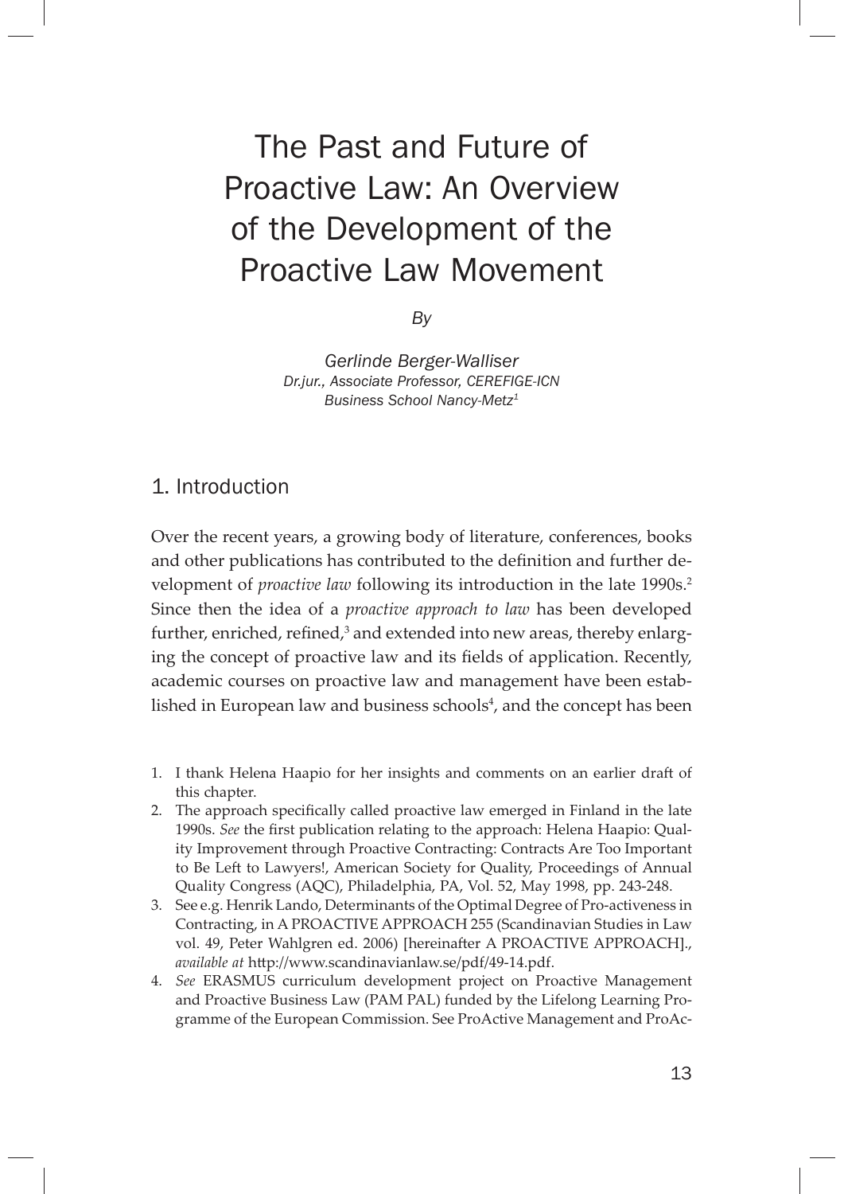# The Past and Future of Proactive Law: An Overview of the Development of the Proactive Law Movement

*By*

*Gerlinde Berger-Walliser*
*Dr.jur., Associate Professor, CEREFIGE-ICN Business School Nancy-Metz*[1]

## 1. Introduction

Over the recent years, a growing body of literature, conferences, books and other publications has contributed to the definition and further development of *proactive law* following its introduction in the late 1990s.[2] Since then the idea of a *proactive approach to law* has been developed further, enriched, refined,[3] and extended into new areas, thereby enlarging the concept of proactive law and its fields of application. Recently, academic courses on proactive law and management have been established in European law and business schools[4], and the concept has been

1. I thank Helena Haapio for her insights and comments on an earlier draft of this chapter.
2. The approach specifically called proactive law emerged in Finland in the late 1990s. *See* the first publication relating to the approach: Helena Haapio: Quality Improvement through Proactive Contracting: Contracts Are Too Important to Be Left to Lawyers!, American Society for Quality, Proceedings of Annual Quality Congress (AQC), Philadelphia, PA, Vol. 52, May 1998, pp. 243-248.
3. See e.g. Henrik Lando, Determinants of the Optimal Degree of Pro-activeness in Contracting, in A PROACTIVE APPROACH 255 (Scandinavian Studies in Law vol. 49, Peter Wahlgren ed. 2006) [hereinafter A PROACTIVE APPROACH]., *available at* http://www.scandinavianlaw.se/pdf/49-14.pdf.
4. *See* ERASMUS curriculum development project on Proactive Management and Proactive Business Law (PAM PAL) funded by the Lifelong Learning Programme of the European Commission. See ProActive Management and ProAc-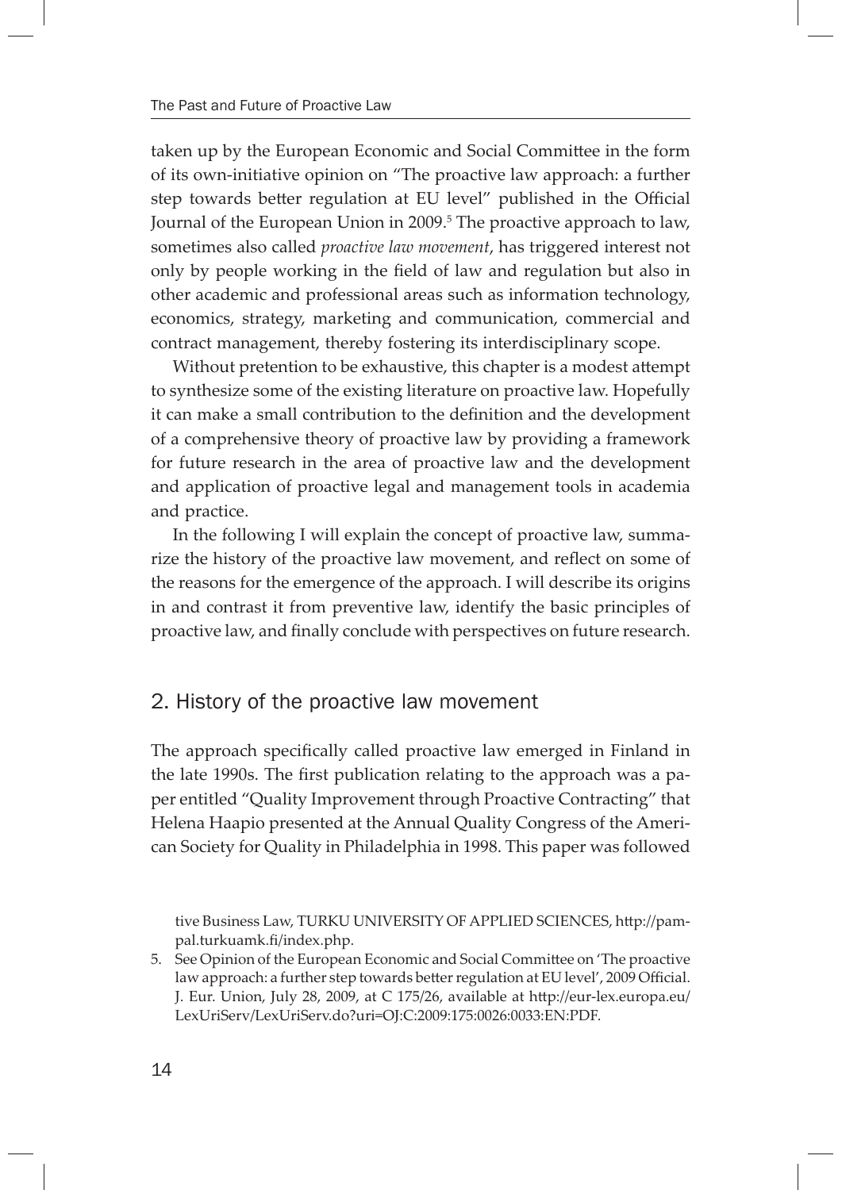taken up by the European Economic and Social Committee in the form of its own-initiative opinion on "The proactive law approach: a further step towards better regulation at EU level" published in the Official Journal of the European Union in 2009.[5] The proactive approach to law, sometimes also called *proactive law movement*, has triggered interest not only by people working in the field of law and regulation but also in other academic and professional areas such as information technology, economics, strategy, marketing and communication, commercial and contract management, thereby fostering its interdisciplinary scope.

Without pretention to be exhaustive, this chapter is a modest attempt to synthesize some of the existing literature on proactive law. Hopefully it can make a small contribution to the definition and the development of a comprehensive theory of proactive law by providing a framework for future research in the area of proactive law and the development and application of proactive legal and management tools in academia and practice.

In the following I will explain the concept of proactive law, summarize the history of the proactive law movement, and reflect on some of the reasons for the emergence of the approach. I will describe its origins in and contrast it from preventive law, identify the basic principles of proactive law, and finally conclude with perspectives on future research.

## 2. History of the proactive law movement

The approach specifically called proactive law emerged in Finland in the late 1990s. The first publication relating to the approach was a paper entitled "Quality Improvement through Proactive Contracting" that Helena Haapio presented at the Annual Quality Congress of the American Society for Quality in Philadelphia in 1998. This paper was followed

tive Business Law, TURKU UNIVERSITY OF APPLIED SCIENCES, http://pampal.turkuamk.fi/index.php.

5. See Opinion of the European Economic and Social Committee on 'The proactive law approach: a further step towards better regulation at EU level', 2009 Official. J. Eur. Union, July 28, 2009, at C 175/26, available at http://eur-lex.europa.eu/LexUriServ/LexUriServ.do?uri=OJ:C:2009:175:0026:0033:EN:PDF.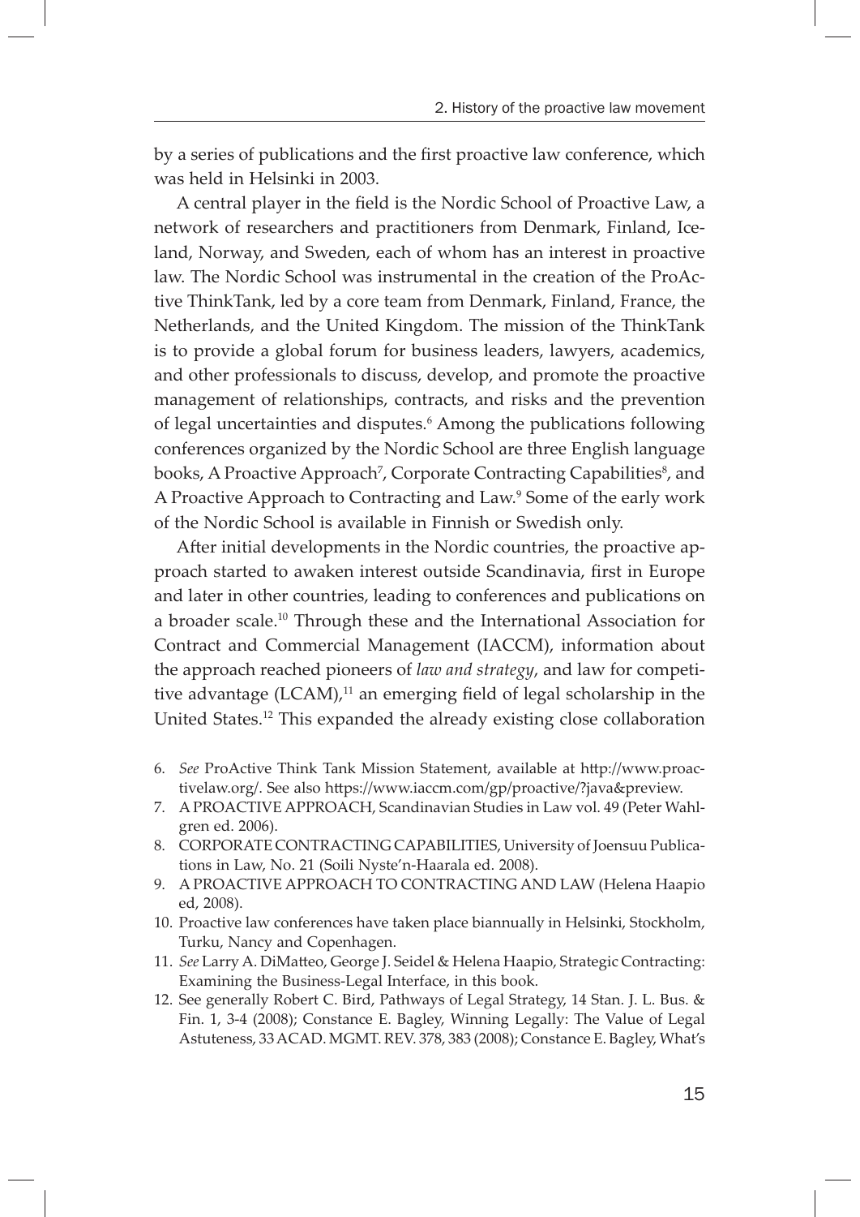by a series of publications and the first proactive law conference, which was held in Helsinki in 2003.

A central player in the field is the Nordic School of Proactive Law, a network of researchers and practitioners from Denmark, Finland, Iceland, Norway, and Sweden, each of whom has an interest in proactive law. The Nordic School was instrumental in the creation of the ProActive ThinkTank, led by a core team from Denmark, Finland, France, the Netherlands, and the United Kingdom. The mission of the ThinkTank is to provide a global forum for business leaders, lawyers, academics, and other professionals to discuss, develop, and promote the proactive management of relationships, contracts, and risks and the prevention of legal uncertainties and disputes.[6] Among the publications following conferences organized by the Nordic School are three English language books, A Proactive Approach[7], Corporate Contracting Capabilities[8], and A Proactive Approach to Contracting and Law.[9] Some of the early work of the Nordic School is available in Finnish or Swedish only.

After initial developments in the Nordic countries, the proactive approach started to awaken interest outside Scandinavia, first in Europe and later in other countries, leading to conferences and publications on a broader scale.[10] Through these and the International Association for Contract and Commercial Management (IACCM), information about the approach reached pioneers of *law and strategy*, and law for competitive advantage (LCAM),[11] an emerging field of legal scholarship in the United States.[12] This expanded the already existing close collaboration

6. *See* ProActive Think Tank Mission Statement, available at http://www.proactivelaw.org/. See also https://www.iaccm.com/gp/proactive/?java&preview.
7. A PROACTIVE APPROACH, Scandinavian Studies in Law vol. 49 (Peter Wahlgren ed. 2006).
8. CORPORATE CONTRACTING CAPABILITIES, University of Joensuu Publications in Law, No. 21 (Soili Nyste'n-Haarala ed. 2008).
9. A PROACTIVE APPROACH TO CONTRACTING AND LAW (Helena Haapio ed, 2008).
10. Proactive law conferences have taken place biannually in Helsinki, Stockholm, Turku, Nancy and Copenhagen.
11. *See* Larry A. DiMatteo, George J. Seidel & Helena Haapio, Strategic Contracting: Examining the Business-Legal Interface, in this book.
12. See generally Robert C. Bird, Pathways of Legal Strategy, 14 Stan. J. L. Bus. & Fin. 1, 3-4 (2008); Constance E. Bagley, Winning Legally: The Value of Legal Astuteness, 33 ACAD. MGMT. REV. 378, 383 (2008); Constance E. Bagley, What's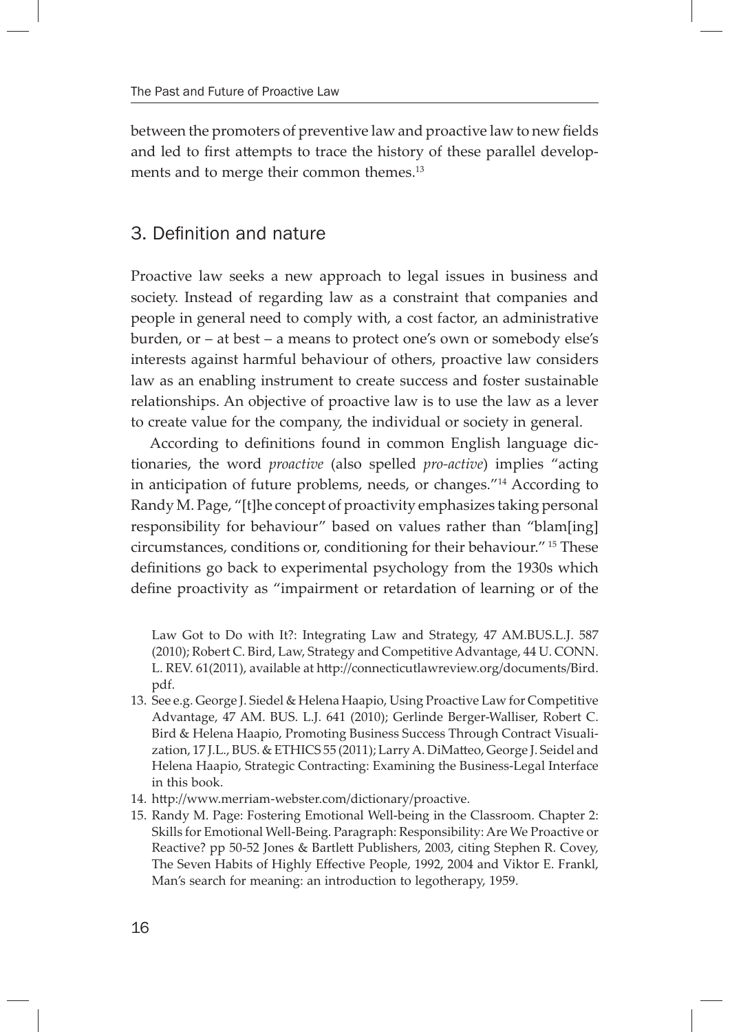between the promoters of preventive law and proactive law to new fields and led to first attempts to trace the history of these parallel developments and to merge their common themes.[13]

## 3. Definition and nature

Proactive law seeks a new approach to legal issues in business and society. Instead of regarding law as a constraint that companies and people in general need to comply with, a cost factor, an administrative burden, or – at best – a means to protect one's own or somebody else's interests against harmful behaviour of others, proactive law considers law as an enabling instrument to create success and foster sustainable relationships. An objective of proactive law is to use the law as a lever to create value for the company, the individual or society in general.

According to definitions found in common English language dictionaries, the word *proactive* (also spelled *pro-active*) implies "acting in anticipation of future problems, needs, or changes."[14] According to Randy M. Page, "[t]he concept of proactivity emphasizes taking personal responsibility for behaviour" based on values rather than "blam[ing] circumstances, conditions or, conditioning for their behaviour." [15] These definitions go back to experimental psychology from the 1930s which define proactivity as "impairment or retardation of learning or of the

Law Got to Do with It?: Integrating Law and Strategy, 47 AM.BUS.L.J. 587 (2010); Robert C. Bird, Law, Strategy and Competitive Advantage, 44 U. CONN. L. REV. 61(2011), available at http://connecticutlawreview.org/documents/Bird.pdf.

13. See e.g. George J. Siedel & Helena Haapio, Using Proactive Law for Competitive Advantage, 47 AM. BUS. L.J. 641 (2010); Gerlinde Berger-Walliser, Robert C. Bird & Helena Haapio, Promoting Business Success Through Contract Visualization, 17 J.L., BUS. & ETHICS 55 (2011); Larry A. DiMatteo, George J. Seidel and Helena Haapio, Strategic Contracting: Examining the Business-Legal Interface in this book.
14. http://www.merriam-webster.com/dictionary/proactive.
15. Randy M. Page: Fostering Emotional Well-being in the Classroom. Chapter 2: Skills for Emotional Well-Being. Paragraph: Responsibility: Are We Proactive or Reactive? pp 50-52 Jones & Bartlett Publishers, 2003, citing Stephen R. Covey, The Seven Habits of Highly Effective People, 1992, 2004 and Viktor E. Frankl, Man's search for meaning: an introduction to legotherapy, 1959.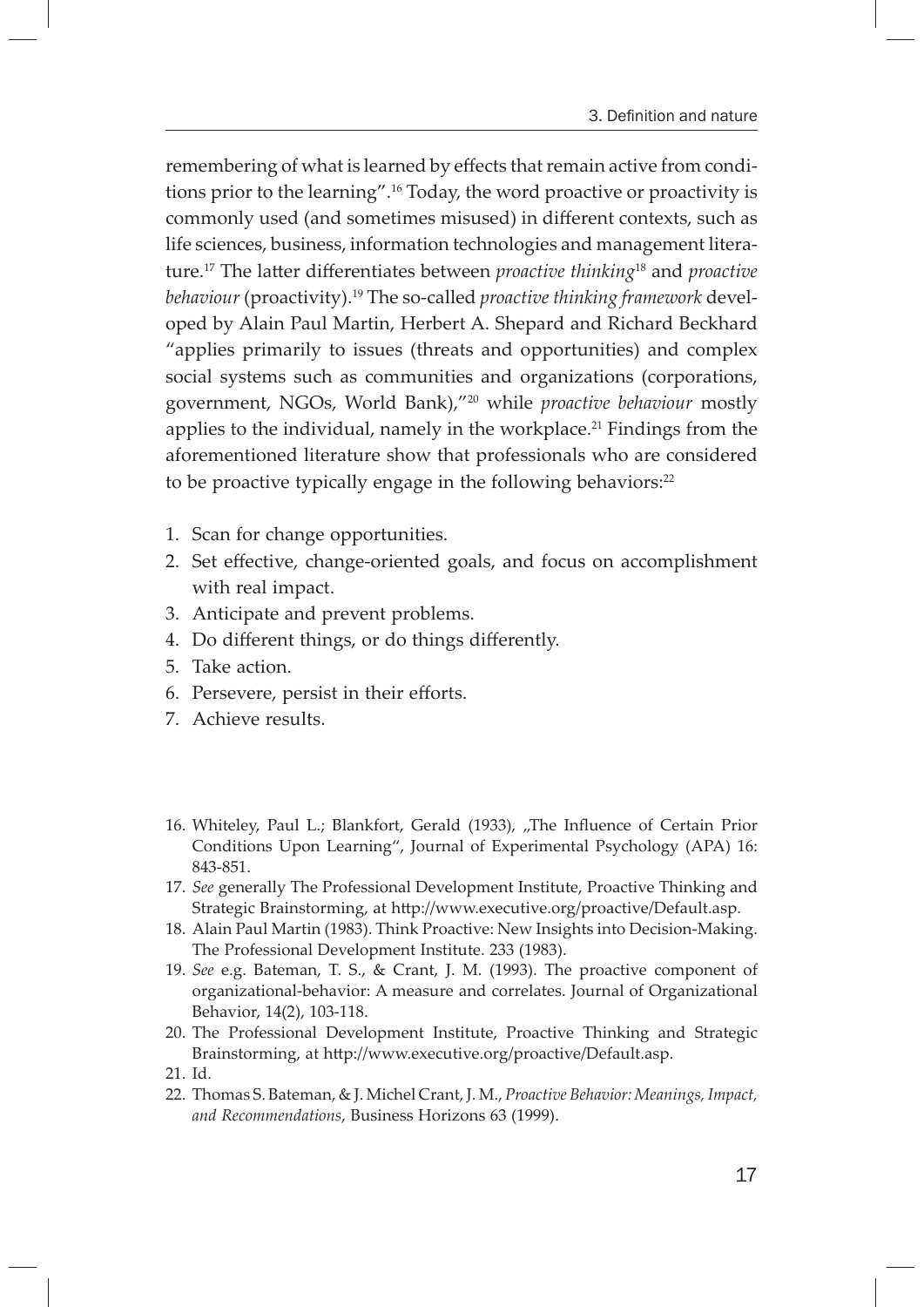remembering of what is learned by effects that remain active from conditions prior to the learning".[16] Today, the word proactive or proactivity is commonly used (and sometimes misused) in different contexts, such as life sciences, business, information technologies and management literature.[17] The latter differentiates between *proactive thinking*[18] and *proactive behaviour* (proactivity).[19] The so-called *proactive thinking framework* developed by Alain Paul Martin, Herbert A. Shepard and Richard Beckhard "applies primarily to issues (threats and opportunities) and complex social systems such as communities and organizations (corporations, government, NGOs, World Bank),"[20] while *proactive behaviour* mostly applies to the individual, namely in the workplace.[21] Findings from the aforementioned literature show that professionals who are considered to be proactive typically engage in the following behaviors:[22]

1. Scan for change opportunities.
2. Set effective, change-oriented goals, and focus on accomplishment with real impact.
3. Anticipate and prevent problems.
4. Do different things, or do things differently.
5. Take action.
6. Persevere, persist in their efforts.
7. Achieve results.

---

16. Whiteley, Paul L.; Blankfort, Gerald (1933), „The Influence of Certain Prior Conditions Upon Learning", Journal of Experimental Psychology (APA) 16: 843-851.
17. *See* generally The Professional Development Institute, Proactive Thinking and Strategic Brainstorming, at http://www.executive.org/proactive/Default.asp.
18. Alain Paul Martin (1983). Think Proactive: New Insights into Decision-Making. The Professional Development Institute. 233 (1983).
19. *See* e.g. Bateman, T. S., & Crant, J. M. (1993). The proactive component of organizational-behavior: A measure and correlates. Journal of Organizational Behavior, 14(2), 103-118.
20. The Professional Development Institute, Proactive Thinking and Strategic Brainstorming, at http://www.executive.org/proactive/Default.asp.
21. Id.
22. Thomas S. Bateman, & J. Michel Crant, J. M., *Proactive Behavior: Meanings, Impact, and Recommendations*, Business Horizons 63 (1999).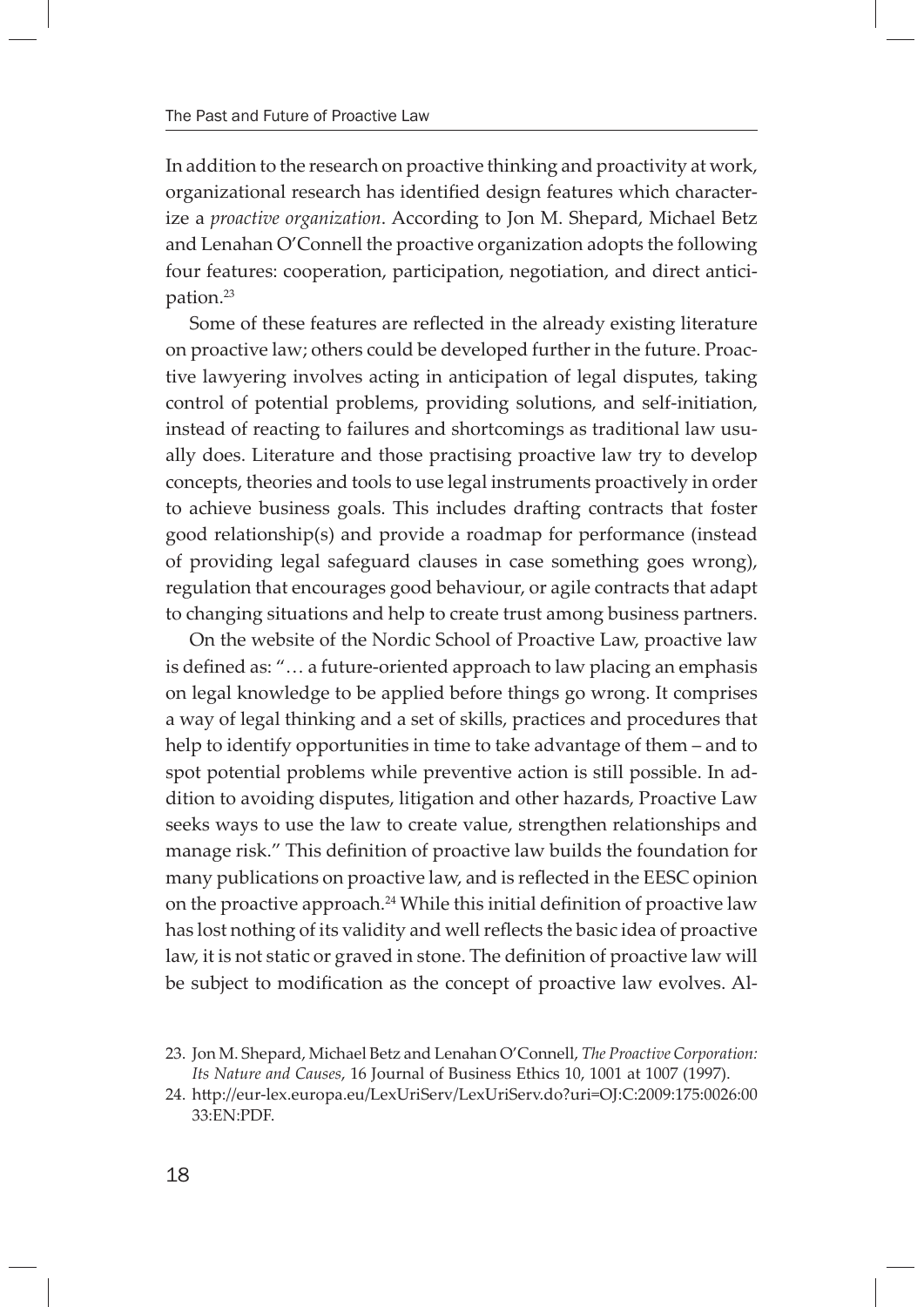In addition to the research on proactive thinking and proactivity at work, organizational research has identified design features which characterize a *proactive organization*. According to Jon M. Shepard, Michael Betz and Lenahan O'Connell the proactive organization adopts the following four features: cooperation, participation, negotiation, and direct anticipation.[23]

Some of these features are reflected in the already existing literature on proactive law; others could be developed further in the future. Proactive lawyering involves acting in anticipation of legal disputes, taking control of potential problems, providing solutions, and self-initiation, instead of reacting to failures and shortcomings as traditional law usually does. Literature and those practising proactive law try to develop concepts, theories and tools to use legal instruments proactively in order to achieve business goals. This includes drafting contracts that foster good relationship(s) and provide a roadmap for performance (instead of providing legal safeguard clauses in case something goes wrong), regulation that encourages good behaviour, or agile contracts that adapt to changing situations and help to create trust among business partners.

On the website of the Nordic School of Proactive Law, proactive law is defined as: "… a future-oriented approach to law placing an emphasis on legal knowledge to be applied before things go wrong. It comprises a way of legal thinking and a set of skills, practices and procedures that help to identify opportunities in time to take advantage of them – and to spot potential problems while preventive action is still possible. In addition to avoiding disputes, litigation and other hazards, Proactive Law seeks ways to use the law to create value, strengthen relationships and manage risk." This definition of proactive law builds the foundation for many publications on proactive law, and is reflected in the EESC opinion on the proactive approach.[24] While this initial definition of proactive law has lost nothing of its validity and well reflects the basic idea of proactive law, it is not static or graved in stone. The definition of proactive law will be subject to modification as the concept of proactive law evolves. Al-

23. Jon M. Shepard, Michael Betz and Lenahan O'Connell, *The Proactive Corporation: Its Nature and Causes*, 16 Journal of Business Ethics 10, 1001 at 1007 (1997).

24. http://eur-lex.europa.eu/LexUriServ/LexUriServ.do?uri=OJ:C:2009:175:0026:0033:EN:PDF.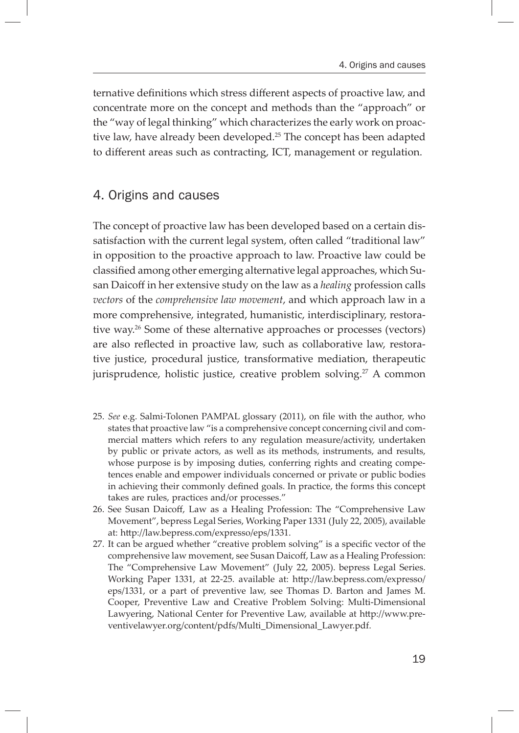ternative definitions which stress different aspects of proactive law, and concentrate more on the concept and methods than the "approach" or the "way of legal thinking" which characterizes the early work on proactive law, have already been developed.[25] The concept has been adapted to different areas such as contracting, ICT, management or regulation.

## 4. Origins and causes

The concept of proactive law has been developed based on a certain dissatisfaction with the current legal system, often called "traditional law" in opposition to the proactive approach to law. Proactive law could be classified among other emerging alternative legal approaches, which Susan Daicoff in her extensive study on the law as a *healing* profession calls *vectors* of the *comprehensive law movement*, and which approach law in a more comprehensive, integrated, humanistic, interdisciplinary, restorative way.[26] Some of these alternative approaches or processes (vectors) are also reflected in proactive law, such as collaborative law, restorative justice, procedural justice, transformative mediation, therapeutic jurisprudence, holistic justice, creative problem solving.[27] A common

25. *See* e.g. Salmi-Tolonen PAMPAL glossary (2011), on file with the author, who states that proactive law "is a comprehensive concept concerning civil and commercial matters which refers to any regulation measure/activity, undertaken by public or private actors, as well as its methods, instruments, and results, whose purpose is by imposing duties, conferring rights and creating competences enable and empower individuals concerned or private or public bodies in achieving their commonly defined goals. In practice, the forms this concept takes are rules, practices and/or processes."
26. See Susan Daicoff, Law as a Healing Profession: The "Comprehensive Law Movement", bepress Legal Series, Working Paper 1331 (July 22, 2005), available at: http://law.bepress.com/expresso/eps/1331.
27. It can be argued whether "creative problem solving" is a specific vector of the comprehensive law movement, see Susan Daicoff, Law as a Healing Profession: The "Comprehensive Law Movement" (July 22, 2005). bepress Legal Series. Working Paper 1331, at 22-25. available at: http://law.bepress.com/expresso/eps/1331, or a part of preventive law, see Thomas D. Barton and James M. Cooper, Preventive Law and Creative Problem Solving: Multi-Dimensional Lawyering, National Center for Preventive Law, available at http://www.preventivelawyer.org/content/pdfs/Multi_Dimensional_Lawyer.pdf.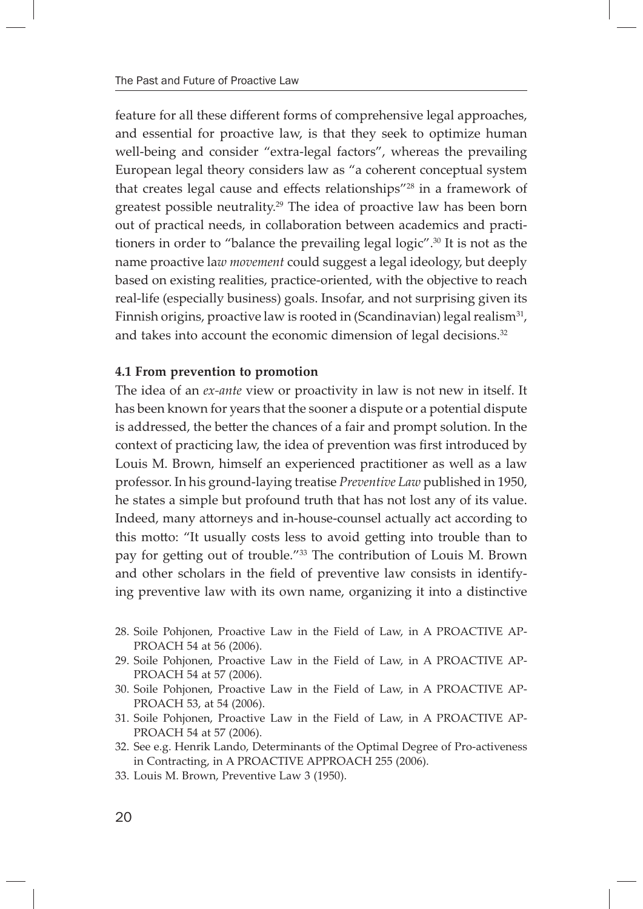feature for all these different forms of comprehensive legal approaches, and essential for proactive law, is that they seek to optimize human well-being and consider "extra-legal factors", whereas the prevailing European legal theory considers law as "a coherent conceptual system that creates legal cause and effects relationships"[28] in a framework of greatest possible neutrality.[29] The idea of proactive law has been born out of practical needs, in collaboration between academics and practitioners in order to "balance the prevailing legal logic".[30] It is not as the name proactive la*w movement* could suggest a legal ideology, but deeply based on existing realities, practice-oriented, with the objective to reach real-life (especially business) goals. Insofar, and not surprising given its Finnish origins, proactive law is rooted in (Scandinavian) legal realism[31], and takes into account the economic dimension of legal decisions.[32]

### 4.1 From prevention to promotion

The idea of an *ex-ante* view or proactivity in law is not new in itself. It has been known for years that the sooner a dispute or a potential dispute is addressed, the better the chances of a fair and prompt solution. In the context of practicing law, the idea of prevention was first introduced by Louis M. Brown, himself an experienced practitioner as well as a law professor. In his ground-laying treatise *Preventive Law* published in 1950, he states a simple but profound truth that has not lost any of its value. Indeed, many attorneys and in-house-counsel actually act according to this motto: "It usually costs less to avoid getting into trouble than to pay for getting out of trouble."[33] The contribution of Louis M. Brown and other scholars in the field of preventive law consists in identifying preventive law with its own name, organizing it into a distinctive

28. Soile Pohjonen, Proactive Law in the Field of Law, in A PROACTIVE APPROACH 54 at 56 (2006).
29. Soile Pohjonen, Proactive Law in the Field of Law, in A PROACTIVE APPROACH 54 at 57 (2006).
30. Soile Pohjonen, Proactive Law in the Field of Law, in A PROACTIVE APPROACH 53, at 54 (2006).
31. Soile Pohjonen, Proactive Law in the Field of Law, in A PROACTIVE APPROACH 54 at 57 (2006).
32. See e.g. Henrik Lando, Determinants of the Optimal Degree of Pro-activeness in Contracting, in A PROACTIVE APPROACH 255 (2006).
33. Louis M. Brown, Preventive Law 3 (1950).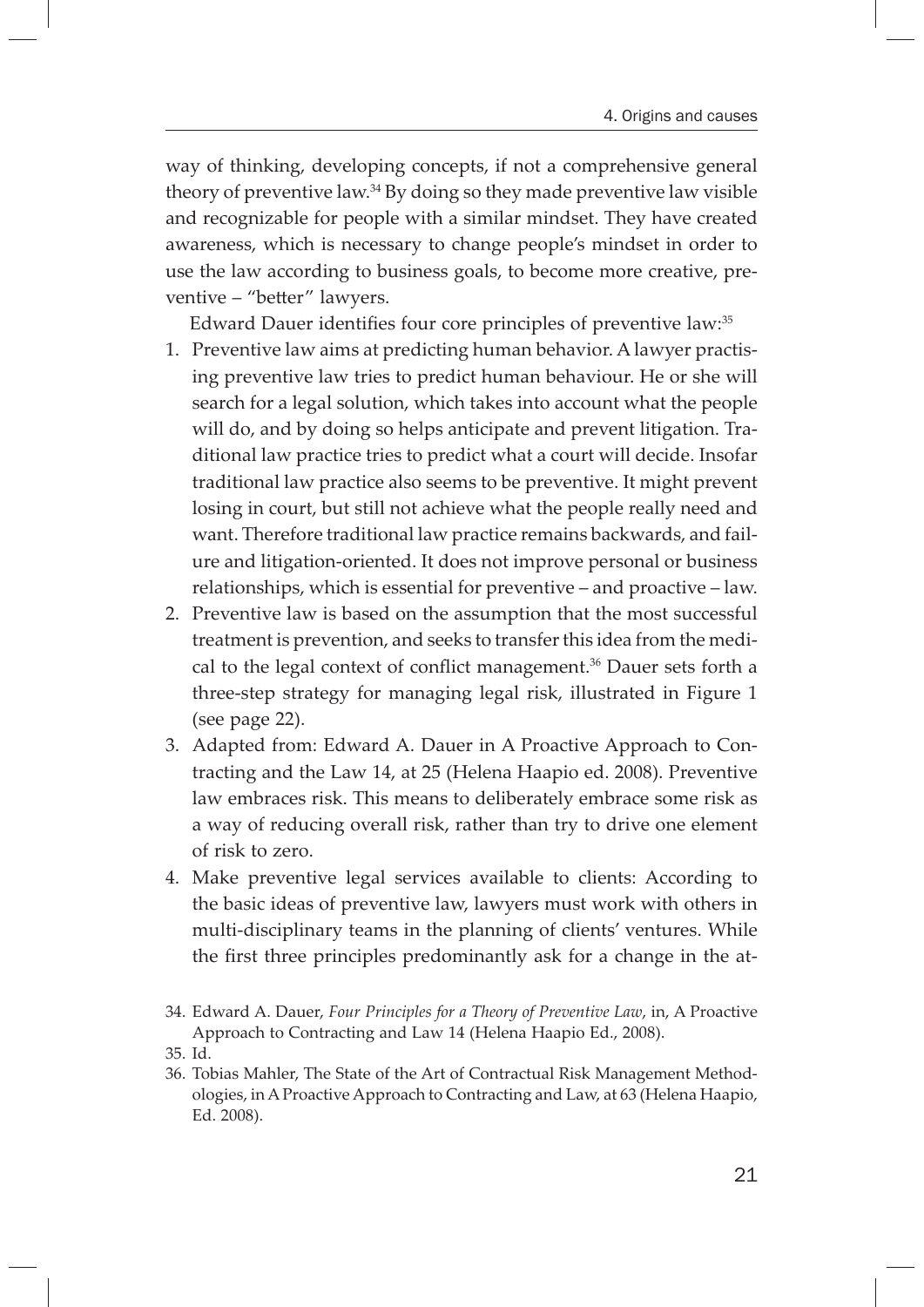way of thinking, developing concepts, if not a comprehensive general theory of preventive law.[34] By doing so they made preventive law visible and recognizable for people with a similar mindset. They have created awareness, which is necessary to change people's mindset in order to use the law according to business goals, to become more creative, preventive – "better" lawyers.

Edward Dauer identifies four core principles of preventive law:[35]

1. Preventive law aims at predicting human behavior. A lawyer practising preventive law tries to predict human behaviour. He or she will search for a legal solution, which takes into account what the people will do, and by doing so helps anticipate and prevent litigation. Traditional law practice tries to predict what a court will decide. Insofar traditional law practice also seems to be preventive. It might prevent losing in court, but still not achieve what the people really need and want. Therefore traditional law practice remains backwards, and failure and litigation-oriented. It does not improve personal or business relationships, which is essential for preventive – and proactive – law.
2. Preventive law is based on the assumption that the most successful treatment is prevention, and seeks to transfer this idea from the medical to the legal context of conflict management.[36] Dauer sets forth a three-step strategy for managing legal risk, illustrated in Figure 1 (see page 22).
3. Adapted from: Edward A. Dauer in A Proactive Approach to Contracting and the Law 14, at 25 (Helena Haapio ed. 2008). Preventive law embraces risk. This means to deliberately embrace some risk as a way of reducing overall risk, rather than try to drive one element of risk to zero.
4. Make preventive legal services available to clients: According to the basic ideas of preventive law, lawyers must work with others in multi-disciplinary teams in the planning of clients' ventures. While the first three principles predominantly ask for a change in the at-

34. Edward A. Dauer, *Four Principles for a Theory of Preventive Law*, in, A Proactive Approach to Contracting and Law 14 (Helena Haapio Ed., 2008).
35. Id.
36. Tobias Mahler, The State of the Art of Contractual Risk Management Methodologies, in A Proactive Approach to Contracting and Law, at 63 (Helena Haapio, Ed. 2008).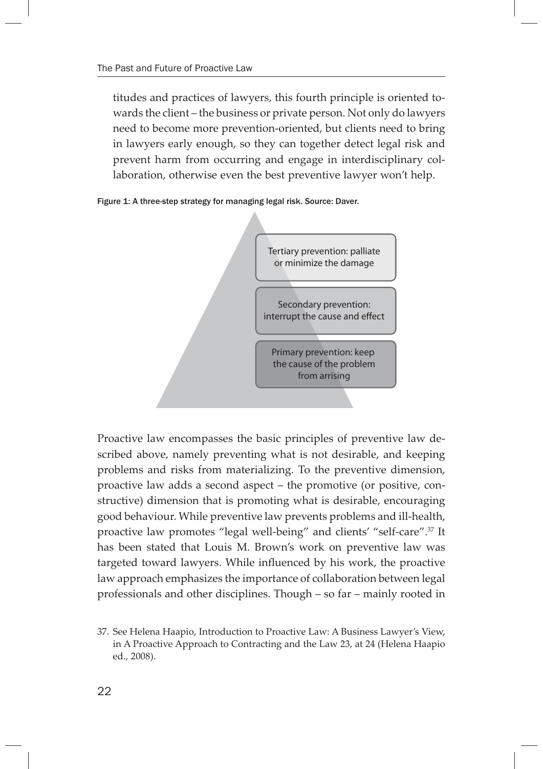titudes and practices of lawyers, this fourth principle is oriented towards the client – the business or private person. Not only do lawyers need to become more prevention-oriented, but clients need to bring in lawyers early enough, so they can together detect legal risk and prevent harm from occurring and engage in interdisciplinary collaboration, otherwise even the best preventive lawyer won't help.

**Figure 1: A three-step strategy for managing legal risk. Source: Daver.**

- Tertiary prevention: palliate or minimize the damage
- Secondary prevention: interrupt the cause and effect
- Primary prevention: keep the cause of the problem from arrising

Proactive law encompasses the basic principles of preventive law described above, namely preventing what is not desirable, and keeping problems and risks from materializing. To the preventive dimension, proactive law adds a second aspect – the promotive (or positive, constructive) dimension that is promoting what is desirable, encouraging good behaviour. While preventive law prevents problems and ill-health, proactive law promotes "legal well-being" and clients' "self-care".[37] It has been stated that Louis M. Brown's work on preventive law was targeted toward lawyers. While influenced by his work, the proactive law approach emphasizes the importance of collaboration between legal professionals and other disciplines. Though – so far – mainly rooted in

37. See Helena Haapio, Introduction to Proactive Law: A Business Lawyer's View, in A Proactive Approach to Contracting and the Law 23, at 24 (Helena Haapio ed., 2008).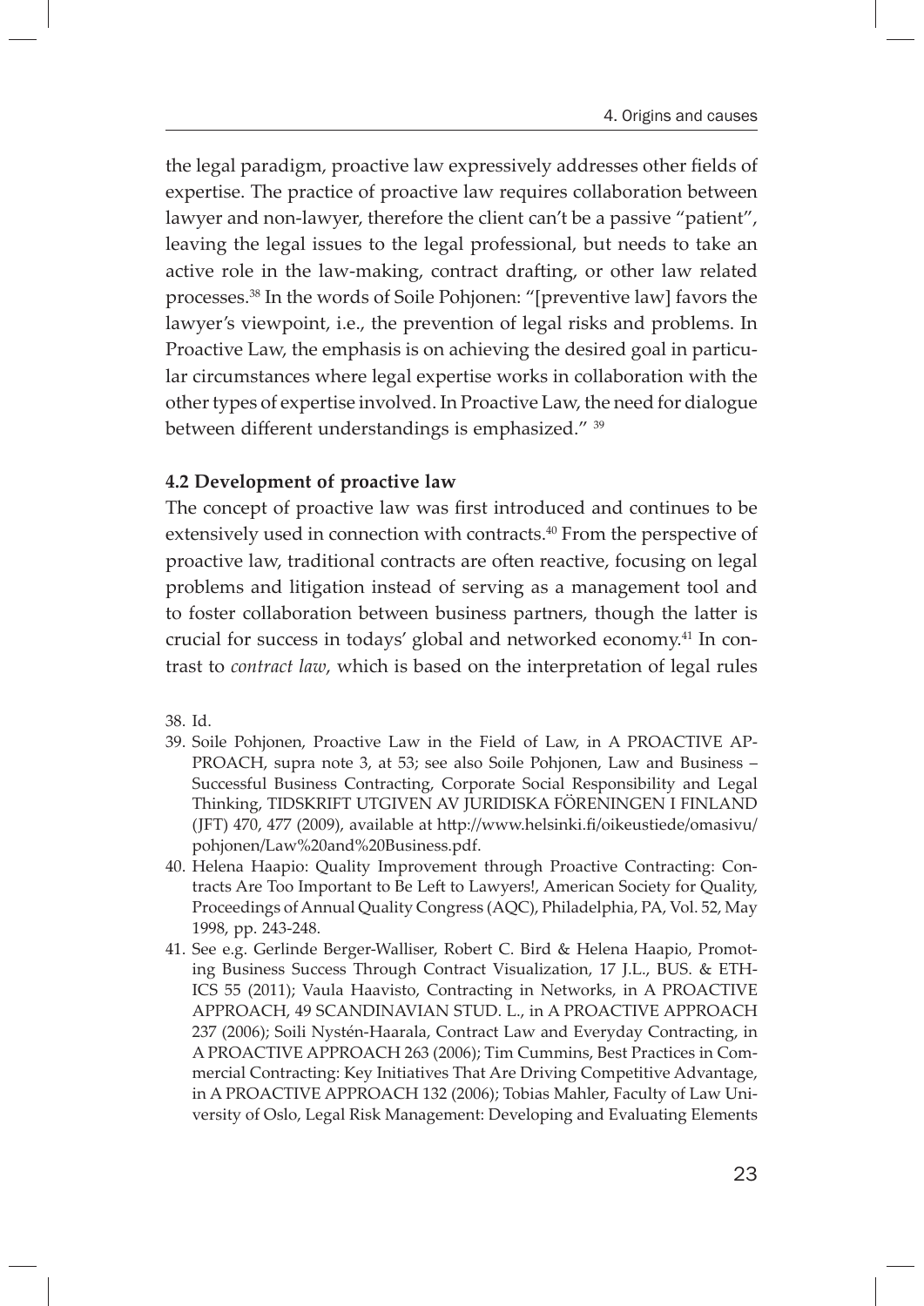the legal paradigm, proactive law expressively addresses other fields of expertise. The practice of proactive law requires collaboration between lawyer and non-lawyer, therefore the client can't be a passive "patient", leaving the legal issues to the legal professional, but needs to take an active role in the law-making, contract drafting, or other law related processes.[38] In the words of Soile Pohjonen: "[preventive law] favors the lawyer's viewpoint, i.e., the prevention of legal risks and problems. In Proactive Law, the emphasis is on achieving the desired goal in particular circumstances where legal expertise works in collaboration with the other types of expertise involved. In Proactive Law, the need for dialogue between different understandings is emphasized." [39]

### 4.2 Development of proactive law

The concept of proactive law was first introduced and continues to be extensively used in connection with contracts.[40] From the perspective of proactive law, traditional contracts are often reactive, focusing on legal problems and litigation instead of serving as a management tool and to foster collaboration between business partners, though the latter is crucial for success in todays' global and networked economy.[41] In contrast to *contract law*, which is based on the interpretation of legal rules

38. Id.
39. Soile Pohjonen, Proactive Law in the Field of Law, in A PROACTIVE APPROACH, supra note 3, at 53; see also Soile Pohjonen, Law and Business – Successful Business Contracting, Corporate Social Responsibility and Legal Thinking, TIDSKRIFT UTGIVEN AV JURIDISKA FÖRENINGEN I FINLAND (JFT) 470, 477 (2009), available at http://www.helsinki.fi/oikeustiede/omasivu/pohjonen/Law%20and%20Business.pdf.
40. Helena Haapio: Quality Improvement through Proactive Contracting: Contracts Are Too Important to Be Left to Lawyers!, American Society for Quality, Proceedings of Annual Quality Congress (AQC), Philadelphia, PA, Vol. 52, May 1998, pp. 243-248.
41. See e.g. Gerlinde Berger-Walliser, Robert C. Bird & Helena Haapio, Promoting Business Success Through Contract Visualization, 17 J.L., BUS. & ETHICS 55 (2011); Vaula Haavisto, Contracting in Networks, in A PROACTIVE APPROACH, 49 SCANDINAVIAN STUD. L., in A PROACTIVE APPROACH 237 (2006); Soili Nystén-Haarala, Contract Law and Everyday Contracting, in A PROACTIVE APPROACH 263 (2006); Tim Cummins, Best Practices in Commercial Contracting: Key Initiatives That Are Driving Competitive Advantage, in A PROACTIVE APPROACH 132 (2006); Tobias Mahler, Faculty of Law University of Oslo, Legal Risk Management: Developing and Evaluating Elements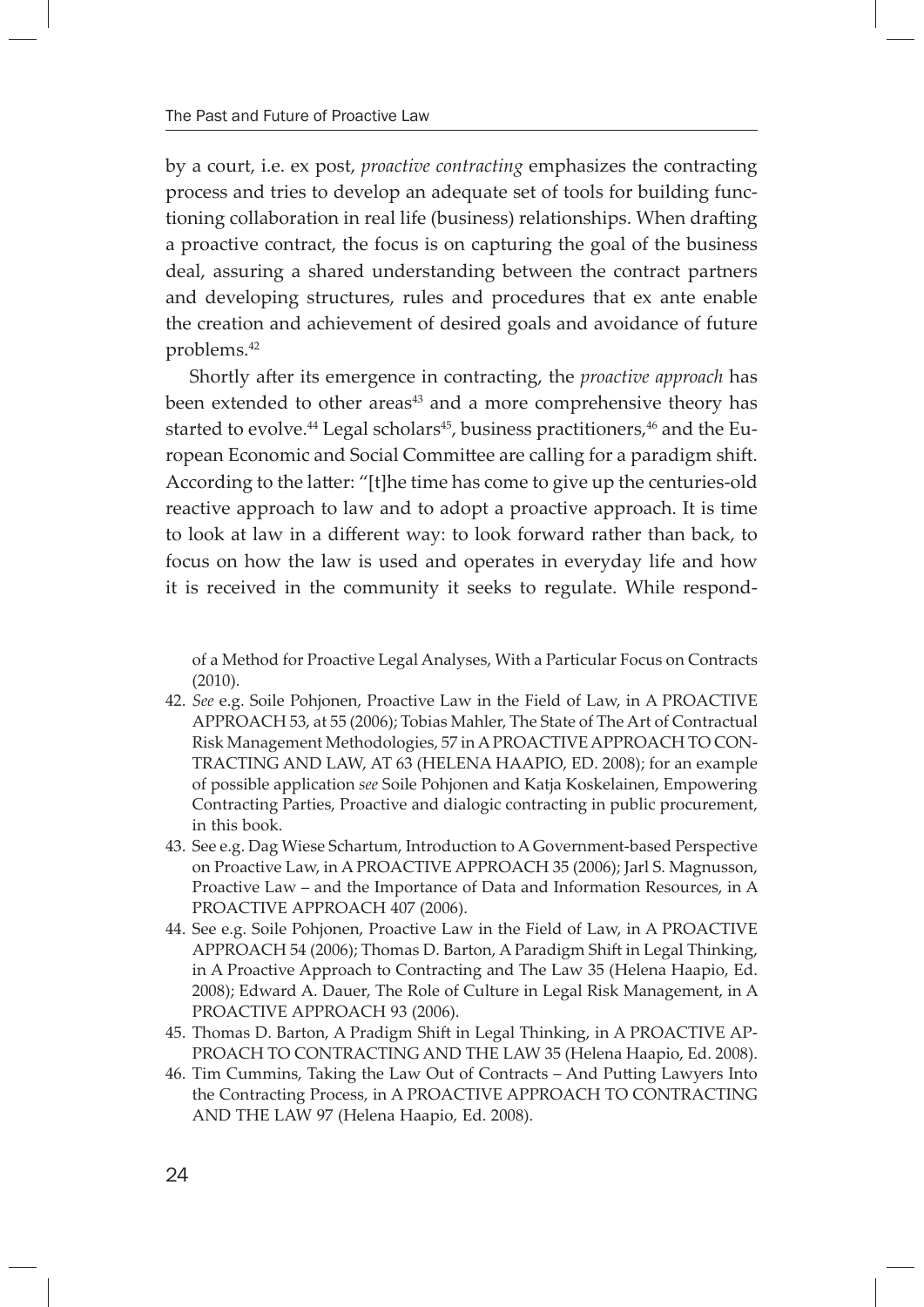by a court, i.e. ex post, *proactive contracting* emphasizes the contracting process and tries to develop an adequate set of tools for building functioning collaboration in real life (business) relationships. When drafting a proactive contract, the focus is on capturing the goal of the business deal, assuring a shared understanding between the contract partners and developing structures, rules and procedures that ex ante enable the creation and achievement of desired goals and avoidance of future problems.[42]

Shortly after its emergence in contracting, the *proactive approach* has been extended to other areas[43] and a more comprehensive theory has started to evolve.[44] Legal scholars[45], business practitioners,[46] and the European Economic and Social Committee are calling for a paradigm shift. According to the latter: "[t]he time has come to give up the centuries-old reactive approach to law and to adopt a proactive approach. It is time to look at law in a different way: to look forward rather than back, to focus on how the law is used and operates in everyday life and how it is received in the community it seeks to regulate. While respond-

of a Method for Proactive Legal Analyses, With a Particular Focus on Contracts (2010).

42. *See* e.g. Soile Pohjonen, Proactive Law in the Field of Law, in A PROACTIVE APPROACH 53, at 55 (2006); Tobias Mahler, The State of The Art of Contractual Risk Management Methodologies, 57 in A PROACTIVE APPROACH TO CONTRACTING AND LAW, AT 63 (HELENA HAAPIO, ED. 2008); for an example of possible application *see* Soile Pohjonen and Katja Koskelainen, Empowering Contracting Parties, Proactive and dialogic contracting in public procurement, in this book.
43. See e.g. Dag Wiese Schartum, Introduction to A Government-based Perspective on Proactive Law, in A PROACTIVE APPROACH 35 (2006); Jarl S. Magnusson, Proactive Law – and the Importance of Data and Information Resources, in A PROACTIVE APPROACH 407 (2006).
44. See e.g. Soile Pohjonen, Proactive Law in the Field of Law, in A PROACTIVE APPROACH 54 (2006); Thomas D. Barton, A Paradigm Shift in Legal Thinking, in A Proactive Approach to Contracting and The Law 35 (Helena Haapio, Ed. 2008); Edward A. Dauer, The Role of Culture in Legal Risk Management, in A PROACTIVE APPROACH 93 (2006).
45. Thomas D. Barton, A Pradigm Shift in Legal Thinking, in A PROACTIVE APPROACH TO CONTRACTING AND THE LAW 35 (Helena Haapio, Ed. 2008).
46. Tim Cummins, Taking the Law Out of Contracts – And Putting Lawyers Into the Contracting Process, in A PROACTIVE APPROACH TO CONTRACTING AND THE LAW 97 (Helena Haapio, Ed. 2008).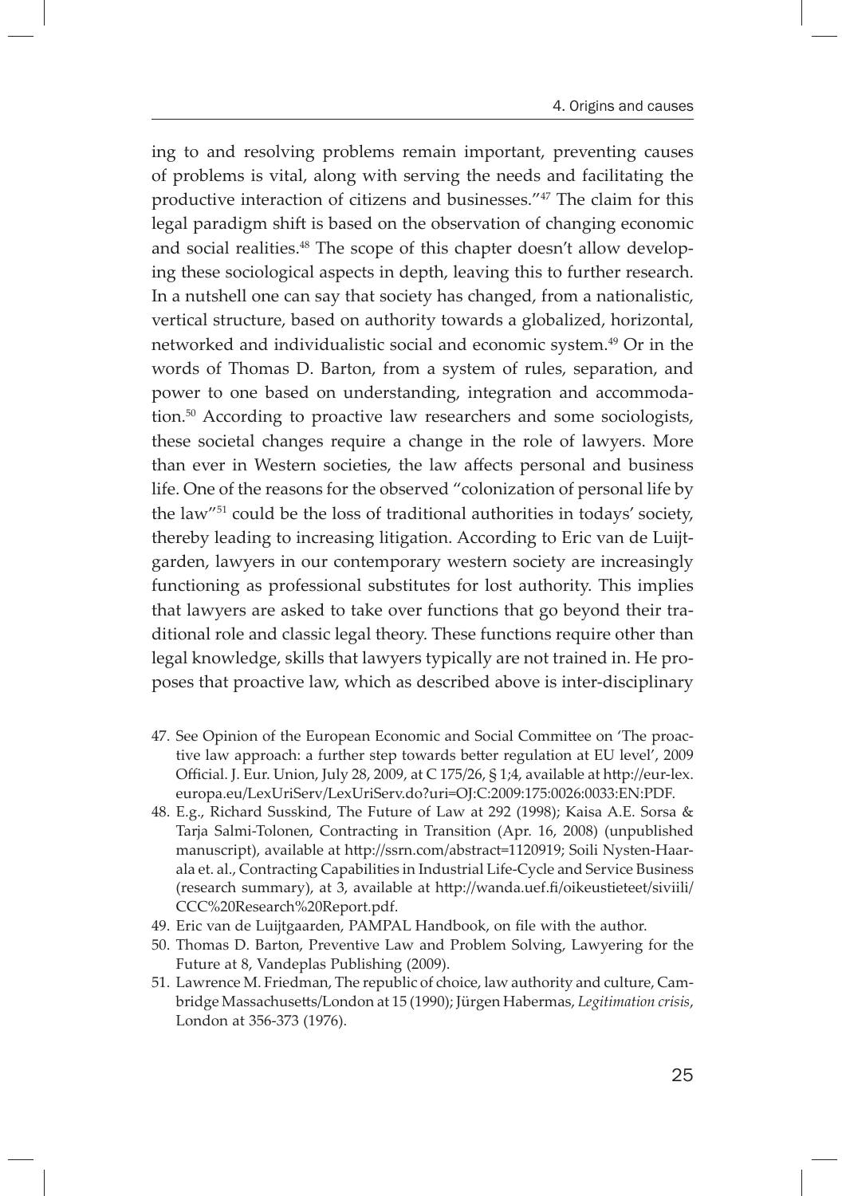ing to and resolving problems remain important, preventing causes of problems is vital, along with serving the needs and facilitating the productive interaction of citizens and businesses."[47] The claim for this legal paradigm shift is based on the observation of changing economic and social realities.[48] The scope of this chapter doesn't allow developing these sociological aspects in depth, leaving this to further research. In a nutshell one can say that society has changed, from a nationalistic, vertical structure, based on authority towards a globalized, horizontal, networked and individualistic social and economic system.[49] Or in the words of Thomas D. Barton, from a system of rules, separation, and power to one based on understanding, integration and accommodation.[50] According to proactive law researchers and some sociologists, these societal changes require a change in the role of lawyers. More than ever in Western societies, the law affects personal and business life. One of the reasons for the observed "colonization of personal life by the law"[51] could be the loss of traditional authorities in todays' society, thereby leading to increasing litigation. According to Eric van de Luijtgarden, lawyers in our contemporary western society are increasingly functioning as professional substitutes for lost authority. This implies that lawyers are asked to take over functions that go beyond their traditional role and classic legal theory. These functions require other than legal knowledge, skills that lawyers typically are not trained in. He proposes that proactive law, which as described above is inter-disciplinary

47. See Opinion of the European Economic and Social Committee on 'The proactive law approach: a further step towards better regulation at EU level', 2009 Official. J. Eur. Union, July 28, 2009, at C 175/26, § 1;4, available at http://eur-lex.europa.eu/LexUriServ/LexUriServ.do?uri=OJ:C:2009:175:0026:0033:EN:PDF.
48. E.g., Richard Susskind, The Future of Law at 292 (1998); Kaisa A.E. Sorsa & Tarja Salmi-Tolonen, Contracting in Transition (Apr. 16, 2008) (unpublished manuscript), available at http://ssrn.com/abstract=1120919; Soili Nysten-Haarala et. al., Contracting Capabilities in Industrial Life-Cycle and Service Business (research summary), at 3, available at http://wanda.uef.fi/oikeustieteet/siviili/CCC%20Research%20Report.pdf.
49. Eric van de Luijtgaarden, PAMPAL Handbook, on file with the author.
50. Thomas D. Barton, Preventive Law and Problem Solving, Lawyering for the Future at 8, Vandeplas Publishing (2009).
51. Lawrence M. Friedman, The republic of choice, law authority and culture, Cambridge Massachusetts/London at 15 (1990); Jürgen Habermas, *Legitimation crisis*, London at 356-373 (1976).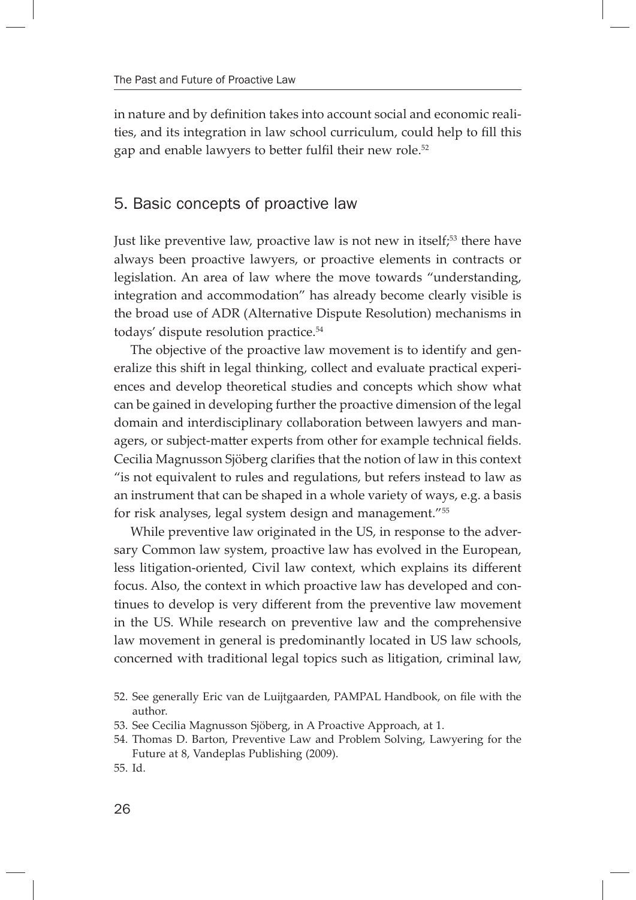in nature and by definition takes into account social and economic realities, and its integration in law school curriculum, could help to fill this gap and enable lawyers to better fulfil their new role.[52]

## 5. Basic concepts of proactive law

Just like preventive law, proactive law is not new in itself;[53] there have always been proactive lawyers, or proactive elements in contracts or legislation. An area of law where the move towards "understanding, integration and accommodation" has already become clearly visible is the broad use of ADR (Alternative Dispute Resolution) mechanisms in todays' dispute resolution practice.[54]

The objective of the proactive law movement is to identify and generalize this shift in legal thinking, collect and evaluate practical experiences and develop theoretical studies and concepts which show what can be gained in developing further the proactive dimension of the legal domain and interdisciplinary collaboration between lawyers and managers, or subject-matter experts from other for example technical fields. Cecilia Magnusson Sjöberg clarifies that the notion of law in this context "is not equivalent to rules and regulations, but refers instead to law as an instrument that can be shaped in a whole variety of ways, e.g. a basis for risk analyses, legal system design and management."[55]

While preventive law originated in the US, in response to the adversary Common law system, proactive law has evolved in the European, less litigation-oriented, Civil law context, which explains its different focus. Also, the context in which proactive law has developed and continues to develop is very different from the preventive law movement in the US. While research on preventive law and the comprehensive law movement in general is predominantly located in US law schools, concerned with traditional legal topics such as litigation, criminal law,

52. See generally Eric van de Luijtgaarden, PAMPAL Handbook, on file with the author.

53. See Cecilia Magnusson Sjöberg, in A Proactive Approach, at 1.

54. Thomas D. Barton, Preventive Law and Problem Solving, Lawyering for the Future at 8, Vandeplas Publishing (2009).

55. Id.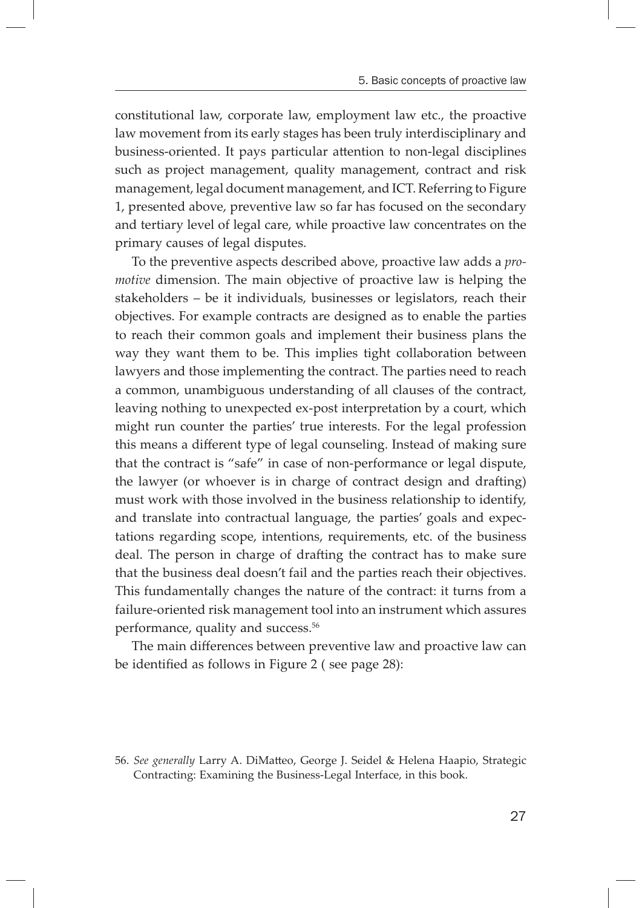constitutional law, corporate law, employment law etc., the proactive law movement from its early stages has been truly interdisciplinary and business-oriented. It pays particular attention to non-legal disciplines such as project management, quality management, contract and risk management, legal document management, and ICT. Referring to Figure 1, presented above, preventive law so far has focused on the secondary and tertiary level of legal care, while proactive law concentrates on the primary causes of legal disputes.

To the preventive aspects described above, proactive law adds a *promotive* dimension. The main objective of proactive law is helping the stakeholders – be it individuals, businesses or legislators, reach their objectives. For example contracts are designed as to enable the parties to reach their common goals and implement their business plans the way they want them to be. This implies tight collaboration between lawyers and those implementing the contract. The parties need to reach a common, unambiguous understanding of all clauses of the contract, leaving nothing to unexpected ex-post interpretation by a court, which might run counter the parties' true interests. For the legal profession this means a different type of legal counseling. Instead of making sure that the contract is "safe" in case of non-performance or legal dispute, the lawyer (or whoever is in charge of contract design and drafting) must work with those involved in the business relationship to identify, and translate into contractual language, the parties' goals and expectations regarding scope, intentions, requirements, etc. of the business deal. The person in charge of drafting the contract has to make sure that the business deal doesn't fail and the parties reach their objectives. This fundamentally changes the nature of the contract: it turns from a failure-oriented risk management tool into an instrument which assures performance, quality and success.[56]

The main differences between preventive law and proactive law can be identified as follows in Figure 2 ( see page 28):

56. *See generally* Larry A. DiMatteo, George J. Seidel & Helena Haapio, Strategic Contracting: Examining the Business-Legal Interface, in this book.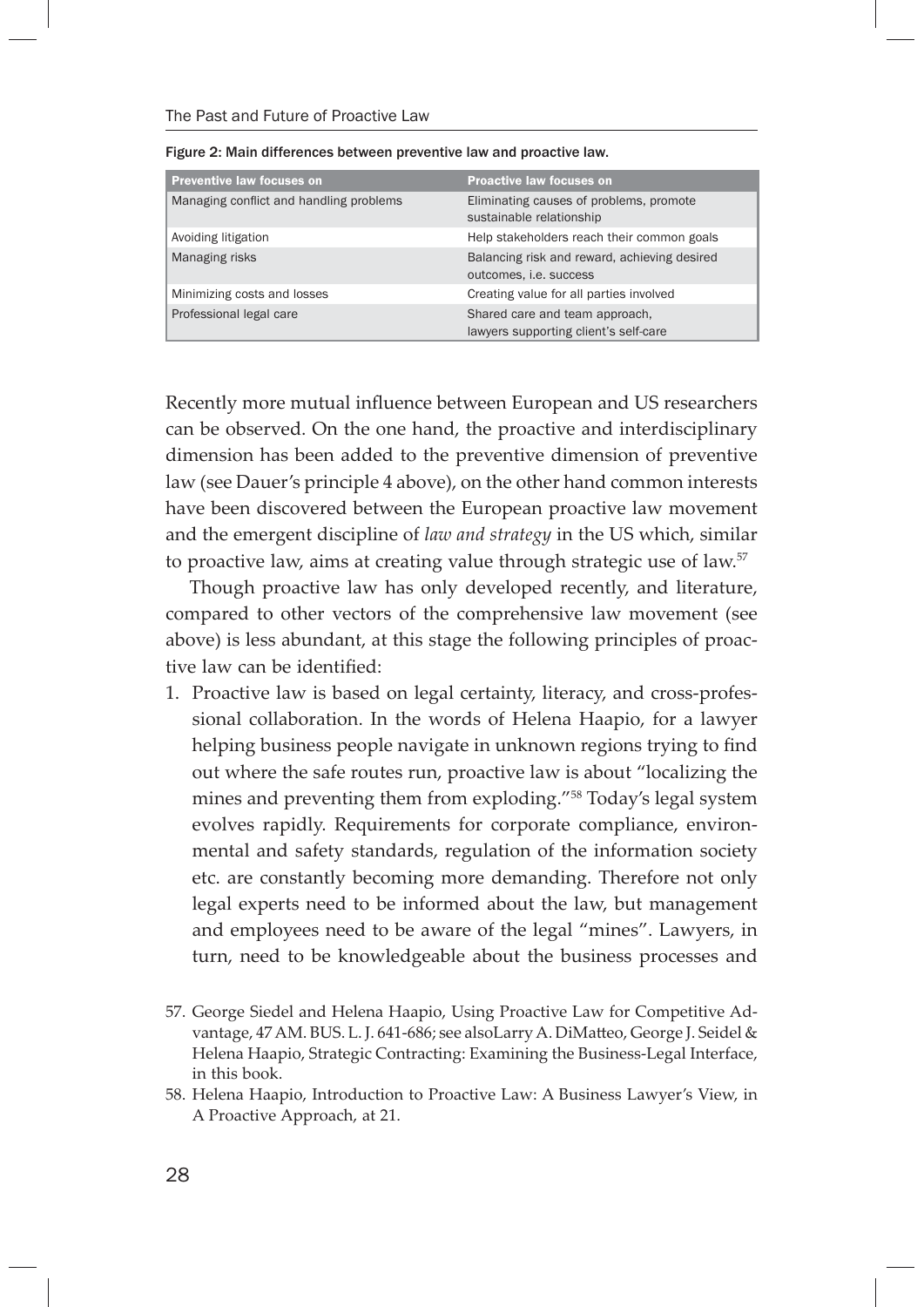Figure 2: Main differences between preventive law and proactive law.

| Preventive law focuses on | Proactive law focuses on |
|---|---|
| Managing conflict and handling problems | Eliminating causes of problems, promote sustainable relationship |
| Avoiding litigation | Help stakeholders reach their common goals |
| Managing risks | Balancing risk and reward, achieving desired outcomes, i.e. success |
| Minimizing costs and losses | Creating value for all parties involved |
| Professional legal care | Shared care and team approach, lawyers supporting client's self-care |

Recently more mutual influence between European and US researchers can be observed. On the one hand, the proactive and interdisciplinary dimension has been added to the preventive dimension of preventive law (see Dauer's principle 4 above), on the other hand common interests have been discovered between the European proactive law movement and the emergent discipline of *law and strategy* in the US which, similar to proactive law, aims at creating value through strategic use of law.[57]

Though proactive law has only developed recently, and literature, compared to other vectors of the comprehensive law movement (see above) is less abundant, at this stage the following principles of proactive law can be identified:

1. Proactive law is based on legal certainty, literacy, and cross-professional collaboration. In the words of Helena Haapio, for a lawyer helping business people navigate in unknown regions trying to find out where the safe routes run, proactive law is about "localizing the mines and preventing them from exploding."[58] Today's legal system evolves rapidly. Requirements for corporate compliance, environmental and safety standards, regulation of the information society etc. are constantly becoming more demanding. Therefore not only legal experts need to be informed about the law, but management and employees need to be aware of the legal "mines". Lawyers, in turn, need to be knowledgeable about the business processes and

57. George Siedel and Helena Haapio, Using Proactive Law for Competitive Advantage, 47 AM. BUS. L. J. 641-686; see alsoLarry A. DiMatteo, George J. Seidel & Helena Haapio, Strategic Contracting: Examining the Business-Legal Interface, in this book.

58. Helena Haapio, Introduction to Proactive Law: A Business Lawyer's View, in A Proactive Approach, at 21.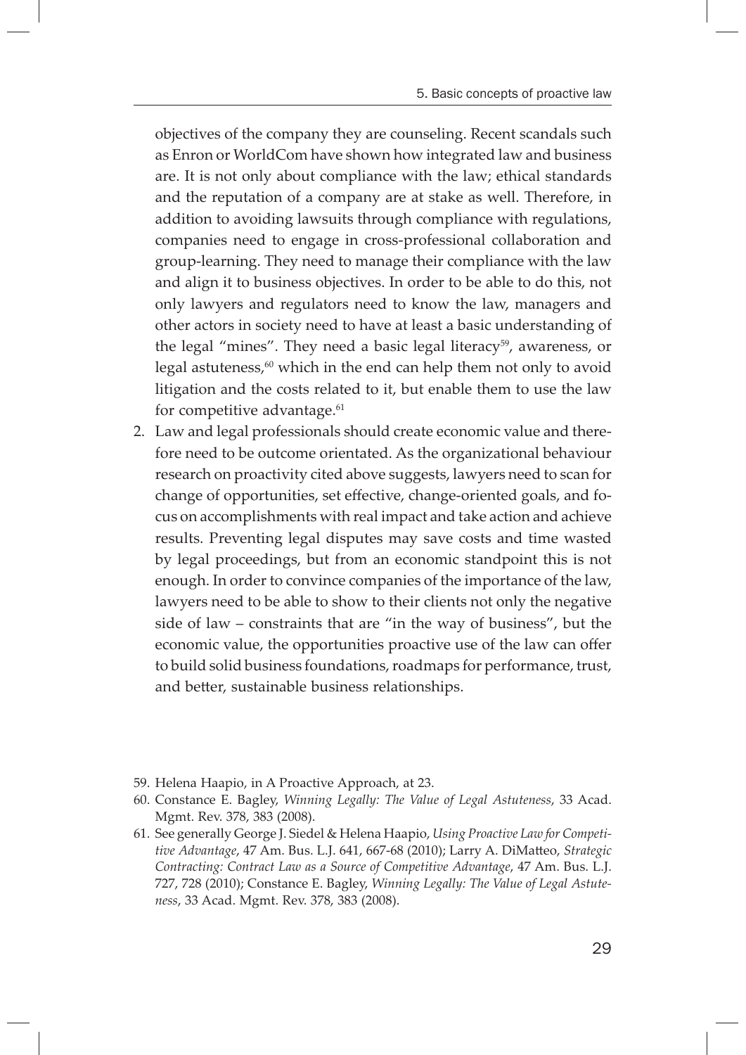objectives of the company they are counseling. Recent scandals such as Enron or WorldCom have shown how integrated law and business are. It is not only about compliance with the law; ethical standards and the reputation of a company are at stake as well. Therefore, in addition to avoiding lawsuits through compliance with regulations, companies need to engage in cross-professional collaboration and group-learning. They need to manage their compliance with the law and align it to business objectives. In order to be able to do this, not only lawyers and regulators need to know the law, managers and other actors in society need to have at least a basic understanding of the legal "mines". They need a basic legal literacy[59], awareness, or legal astuteness,[60] which in the end can help them not only to avoid litigation and the costs related to it, but enable them to use the law for competitive advantage.[61]

2. Law and legal professionals should create economic value and therefore need to be outcome orientated. As the organizational behaviour research on proactivity cited above suggests, lawyers need to scan for change of opportunities, set effective, change-oriented goals, and focus on accomplishments with real impact and take action and achieve results. Preventing legal disputes may save costs and time wasted by legal proceedings, but from an economic standpoint this is not enough. In order to convince companies of the importance of the law, lawyers need to be able to show to their clients not only the negative side of law – constraints that are "in the way of business", but the economic value, the opportunities proactive use of the law can offer to build solid business foundations, roadmaps for performance, trust, and better, sustainable business relationships.

59. Helena Haapio, in A Proactive Approach, at 23.
60. Constance E. Bagley, *Winning Legally: The Value of Legal Astuteness*, 33 Acad. Mgmt. Rev. 378, 383 (2008).
61. See generally George J. Siedel & Helena Haapio, *Using Proactive Law for Competitive Advantage*, 47 Am. Bus. L.J. 641, 667-68 (2010); Larry A. DiMatteo, *Strategic Contracting: Contract Law as a Source of Competitive Advantage*, 47 Am. Bus. L.J. 727, 728 (2010); Constance E. Bagley, *Winning Legally: The Value of Legal Astuteness*, 33 Acad. Mgmt. Rev. 378, 383 (2008).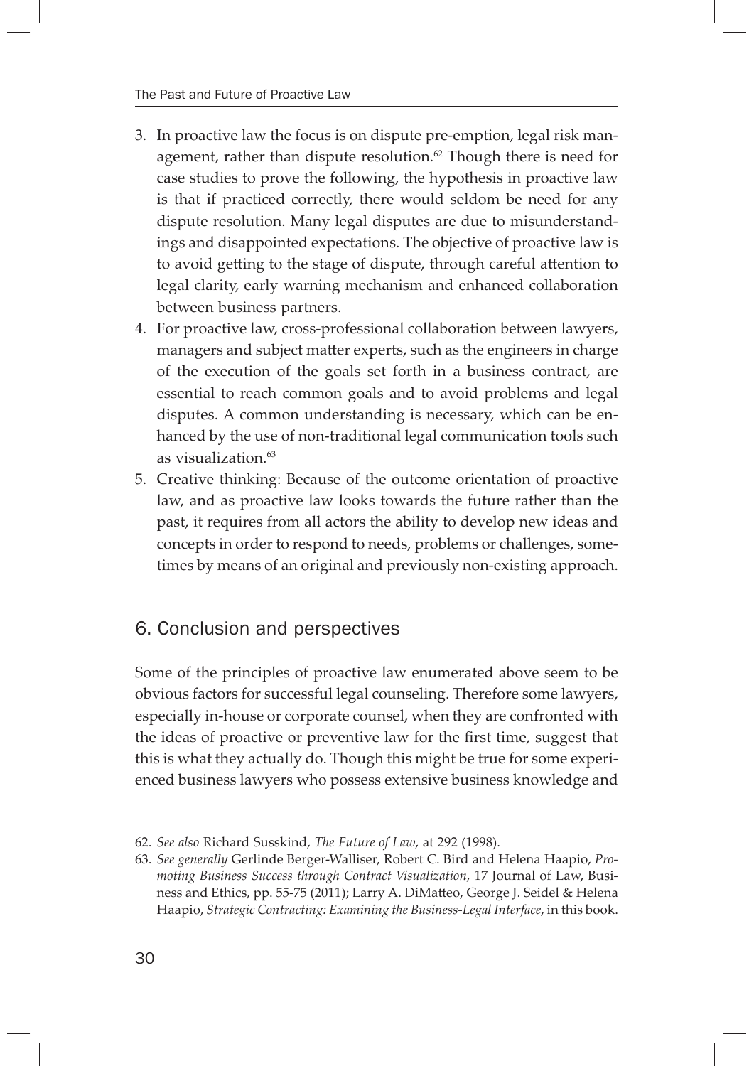3. In proactive law the focus is on dispute pre-emption, legal risk management, rather than dispute resolution.[62] Though there is need for case studies to prove the following, the hypothesis in proactive law is that if practiced correctly, there would seldom be need for any dispute resolution. Many legal disputes are due to misunderstandings and disappointed expectations. The objective of proactive law is to avoid getting to the stage of dispute, through careful attention to legal clarity, early warning mechanism and enhanced collaboration between business partners.
4. For proactive law, cross-professional collaboration between lawyers, managers and subject matter experts, such as the engineers in charge of the execution of the goals set forth in a business contract, are essential to reach common goals and to avoid problems and legal disputes. A common understanding is necessary, which can be enhanced by the use of non-traditional legal communication tools such as visualization.[63]
5. Creative thinking: Because of the outcome orientation of proactive law, and as proactive law looks towards the future rather than the past, it requires from all actors the ability to develop new ideas and concepts in order to respond to needs, problems or challenges, sometimes by means of an original and previously non-existing approach.

## 6. Conclusion and perspectives

Some of the principles of proactive law enumerated above seem to be obvious factors for successful legal counseling. Therefore some lawyers, especially in-house or corporate counsel, when they are confronted with the ideas of proactive or preventive law for the first time, suggest that this is what they actually do. Though this might be true for some experienced business lawyers who possess extensive business knowledge and

62. *See also* Richard Susskind, *The Future of Law*, at 292 (1998).

63. *See generally* Gerlinde Berger-Walliser, Robert C. Bird and Helena Haapio, *Promoting Business Success through Contract Visualization*, 17 Journal of Law, Business and Ethics, pp. 55-75 (2011); Larry A. DiMatteo, George J. Seidel & Helena Haapio, *Strategic Contracting: Examining the Business-Legal Interface*, in this book.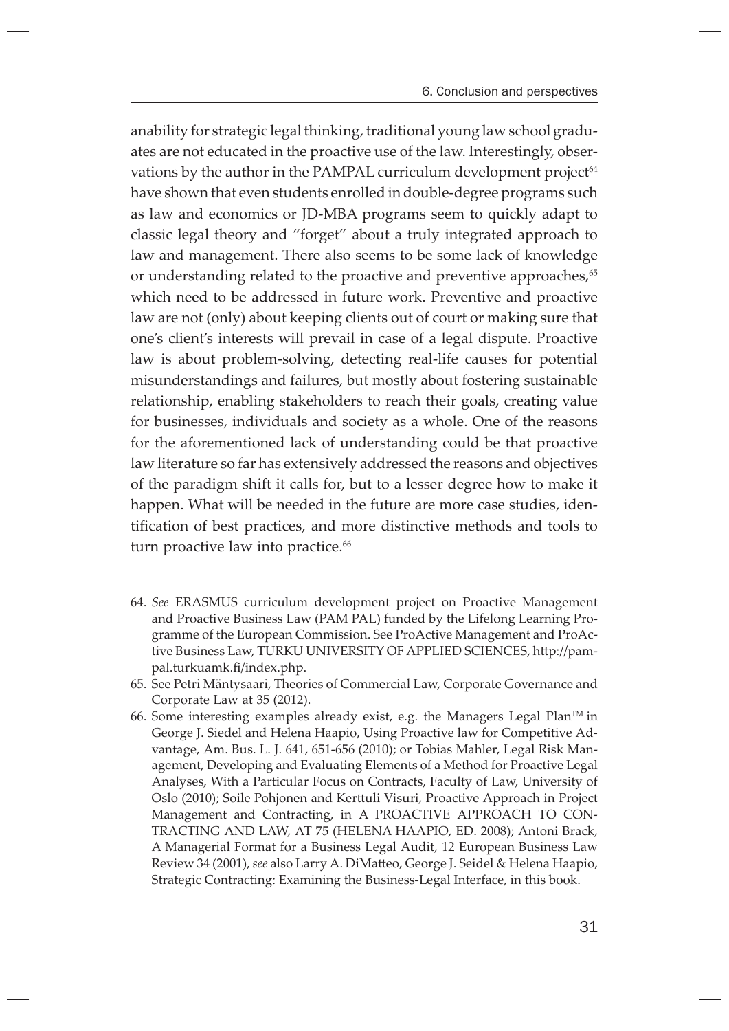anability for strategic legal thinking, traditional young law school graduates are not educated in the proactive use of the law. Interestingly, observations by the author in the PAMPAL curriculum development project[64] have shown that even students enrolled in double-degree programs such as law and economics or JD-MBA programs seem to quickly adapt to classic legal theory and "forget" about a truly integrated approach to law and management. There also seems to be some lack of knowledge or understanding related to the proactive and preventive approaches,[65] which need to be addressed in future work. Preventive and proactive law are not (only) about keeping clients out of court or making sure that one's client's interests will prevail in case of a legal dispute. Proactive law is about problem-solving, detecting real-life causes for potential misunderstandings and failures, but mostly about fostering sustainable relationship, enabling stakeholders to reach their goals, creating value for businesses, individuals and society as a whole. One of the reasons for the aforementioned lack of understanding could be that proactive law literature so far has extensively addressed the reasons and objectives of the paradigm shift it calls for, but to a lesser degree how to make it happen. What will be needed in the future are more case studies, identification of best practices, and more distinctive methods and tools to turn proactive law into practice.[66]

64. *See* ERASMUS curriculum development project on Proactive Management and Proactive Business Law (PAM PAL) funded by the Lifelong Learning Programme of the European Commission. See ProActive Management and ProActive Business Law, TURKU UNIVERSITY OF APPLIED SCIENCES, http://pampal.turkuamk.fi/index.php.
65. See Petri Mäntysaari, Theories of Commercial Law, Corporate Governance and Corporate Law at 35 (2012).
66. Some interesting examples already exist, e.g. the Managers Legal Plan™ in George J. Siedel and Helena Haapio, Using Proactive law for Competitive Advantage, Am. Bus. L. J. 641, 651-656 (2010); or Tobias Mahler, Legal Risk Management, Developing and Evaluating Elements of a Method for Proactive Legal Analyses, With a Particular Focus on Contracts, Faculty of Law, University of Oslo (2010); Soile Pohjonen and Kerttuli Visuri, Proactive Approach in Project Management and Contracting, in A PROACTIVE APPROACH TO CONTRACTING AND LAW, AT 75 (HELENA HAAPIO, ED. 2008); Antoni Brack, A Managerial Format for a Business Legal Audit, 12 European Business Law Review 34 (2001), *see* also Larry A. DiMatteo, George J. Seidel & Helena Haapio, Strategic Contracting: Examining the Business-Legal Interface, in this book.